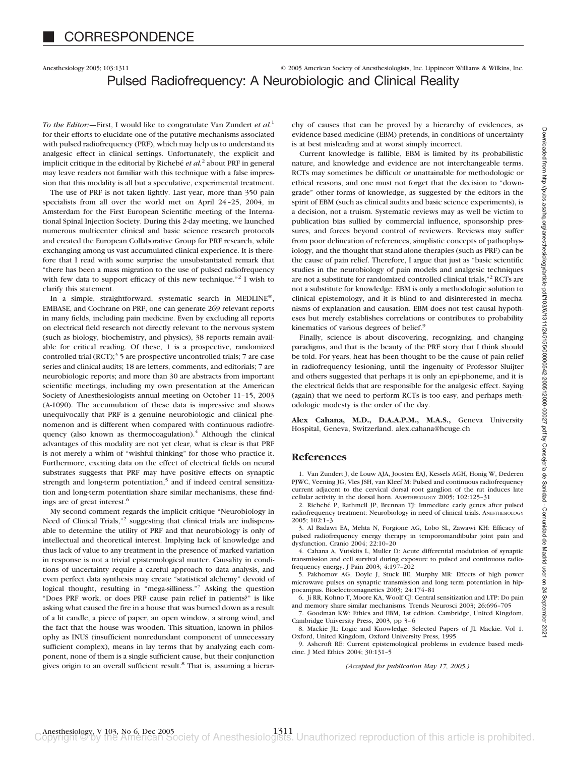# CORRESPONDENCE

## Pulsed Radiofrequency: A Neurobiologic and Clinical Reality

*To the Editor:*—First, I would like to congratulate Van Zundert *et al.*[1] for their efforts to elucidate one of the putative mechanisms associated with pulsed radiofrequency (PRF), which may help us to understand its analgesic effect in clinical settings. Unfortunately, the explicit and implicit critique in the editorial by Richebé *et al.*[2] about PRF in general may leave readers not familiar with this technique with a false impression that this modality is all but a speculative, experimental treatment.

The use of PRF is not taken lightly. Last year, more than 350 pain specialists from all over the world met on April 24–25, 2004, in Amsterdam for the First European Scientific meeting of the International Spinal Injection Society. During this 2-day meeting, we launched numerous multicenter clinical and basic science research protocols and created the European Collaborative Group for PRF research, while exchanging among us vast accumulated clinical experience. It is therefore that I read with some surprise the unsubstantiated remark that "there has been a mass migration to the use of pulsed radiofrequency with few data to support efficacy of this new technique."[2] I wish to clarify this statement.

In a simple, straightforward, systematic search in MEDLINE®, EMBASE, and Cochrane on PRF, one can generate 269 relevant reports in many fields, including pain medicine. Even by excluding all reports on electrical field research not directly relevant to the nervous system (such as biology, biochemistry, and physics), 38 reports remain available for critical reading. Of these, 1 is a prospective, randomized controlled trial (RCT);[3] 5 are prospective uncontrolled trials; 7 are case series and clinical audits; 18 are letters, comments, and editorials; 7 are neurobiologic reports; and more than 30 are abstracts from important scientific meetings, including my own presentation at the American Society of Anesthesiologists annual meeting on October 11–15, 2003 (A-1090). The accumulation of these data is impressive and shows unequivocally that PRF is a genuine neurobiologic and clinical phenomenon and is different when compared with continuous radiofrequency (also known as thermocoagulation).[4] Although the clinical advantages of this modality are not yet clear, what is clear is that PRF is not merely a whim of "wishful thinking" for those who practice it. Furthermore, exciting data on the effect of electrical fields on neural substrates suggests that PRF may have positive effects on synaptic strength and long-term potentiation,[5] and if indeed central sensitization and long-term potentiation share similar mechanisms, these findings are of great interest.[6]

My second comment regards the implicit critique "Neurobiology in Need of Clinical Trials,"[2] suggesting that clinical trials are indispensable to determine the utility of PRF and that neurobiology is only of intellectual and theoretical interest. Implying lack of knowledge and thus lack of value to any treatment in the presence of marked variation in response is not a trivial epistemological matter. Causality in conditions of uncertainty require a careful approach to data analysis, and even perfect data synthesis may create "statistical alchemy" devoid of logical thought, resulting in "mega-silliness."[7] Asking the question "Does PRF work, or does PRF cause pain relief in patients?" is like asking what caused the fire in a house that was burned down as a result of a lit candle, a piece of paper, an open window, a strong wind, and the fact that the house was wooden. This situation, known in philosophy as INUS (insufficient nonredundant component of unnecessary sufficient complex), means in lay terms that by analyzing each component, none of them is a single sufficient cause, but their conjunction gives origin to an overall sufficient result.[8] That is, assuming a hierarchy of causes that can be proved by a hierarchy of evidences, as evidence-based medicine (EBM) pretends, in conditions of uncertainty is at best misleading and at worst simply incorrect.

Current knowledge is fallible, EBM is limited by its probabilistic nature, and knowledge and evidence are not interchangeable terms. RCTs may sometimes be difficult or unattainable for methodologic or ethical reasons, and one must not forget that the decision to "downgrade" other forms of knowledge, as suggested by the editors in the spirit of EBM (such as clinical audits and basic science experiments), is a decision, not a truism. Systematic reviews may as well be victim to publication bias sullied by commercial influence, sponsorship pressures, and forces beyond control of reviewers. Reviews may suffer from poor delineation of references, simplistic concepts of pathophysiology, and the thought that stand-alone therapies (such as PRF) can be the cause of pain relief. Therefore, I argue that just as "basic scientific studies in the neurobiology of pain models and analgesic techniques are not a substitute for randomized controlled clinical trials,"[2] RCTs are not a substitute for knowledge. EBM is only a methodologic solution to clinical epistemology, and it is blind to and disinterested in mechanisms of explanation and causation. EBM does not test causal hypotheses but merely establishes correlations or contributes to probability kinematics of various degrees of belief.[9]

Finally, science is about discovering, recognizing, and changing paradigms, and that is the beauty of the PRF story that I think should be told. For years, heat has been thought to be the cause of pain relief in radiofrequency lesioning, until the ingenuity of Professor Sluijter and others suggested that perhaps it is only an epi-phoneme, and it is the electrical fields that are responsible for the analgesic effect. Saying (again) that we need to perform RCTs is too easy, and perhaps methodologic modesty is the order of the day.

**Alex Cahana, M.D., D.A.A.P.M., M.A.S.,** Geneva University Hospital, Geneva, Switzerland. alex.cahana@hcuge.ch

## References

1. Van Zundert J, de Louw AJA, Joosten EAJ, Kessels AGH, Honig W, Dederen PJWC, Veening JG, Vles JSH, van Kleef M: Pulsed and continuous radiofrequency current adjacent to the cervical dorsal root ganglion of the rat induces late cellular activity in the dorsal horn. ANESTHESIOLOGY 2005; 102:125–31
2. Richebé P, Rathmell JP, Brennan TJ: Immediate early genes after pulsed radiofrequency treatment: Neurobiology in need of clinical trials. ANESTHESIOLOGY 2005; 102:1–3
3. Al Badawi EA, Mehta N, Forgione AG, Lobo SL, Zawawi KH: Efficacy of pulsed radiofrequency energy therapy in temporomandibular joint pain and dysfunction. Cranio 2004; 22:10–20
4. Cahana A, Vutskits L, Muller D: Acute differential modulation of synaptic transmission and cell survival during exposure to pulsed and continuous radiofrequency energy. J Pain 2003; 4:197–202
5. Pakhomov AG, Doyle J, Stuck BE, Murphy MR: Effects of high power microwave pulses on synaptic transmission and long term potentiation in hippocampus. Bioelectromagnetics 2003; 24:174–81
6. Ji RR, Kohno T, Moore KA, Woolf CJ: Central sensitization and LTP: Do pain and memory share similar mechanisms. Trends Neurosci 2003; 26:696–705
7. Goodman KW: Ethics and EBM, 1st edition. Cambridge, United Kingdom, Cambridge University Press, 2003, pp 3–6
8. Mackie JL: Logic and Knowledge: Selected Papers of JL Mackie. Vol 1. Oxford, United Kingdom, Oxford University Press, 1995
9. Ashcroft RE: Current epistemological problems in evidence based medicine. J Med Ethics 2004; 30:131–5

*(Accepted for publication May 17, 2005.)*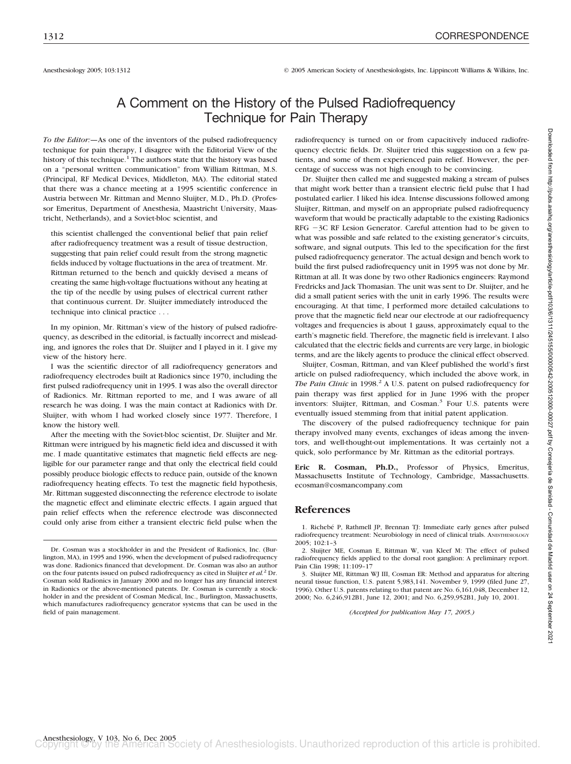Anesthesiology 2005; 103:1312 © 2005 American Society of Anesthesiologists, Inc. Lippincott Williams & Wilkins, Inc.

# A Comment on the History of the Pulsed Radiofrequency Technique for Pain Therapy

*To the Editor:*—As one of the inventors of the pulsed radiofrequency technique for pain therapy, I disagree with the Editorial View of the history of this technique.[1] The authors state that the history was based on a "personal written communication" from William Rittman, M.S. (Principal, RF Medical Devices, Middleton, MA). The editorial stated that there was a chance meeting at a 1995 scientific conference in Austria between Mr. Rittman and Menno Sluijter, M.D., Ph.D. (Professor Emeritus, Department of Anesthesia, Maastricht University, Maastricht, Netherlands), and a Soviet-bloc scientist, and

> this scientist challenged the conventional belief that pain relief after radiofrequency treatment was a result of tissue destruction, suggesting that pain relief could result from the strong magnetic fields induced by voltage fluctuations in the area of treatment. Mr. Rittman returned to the bench and quickly devised a means of creating the same high-voltage fluctuations without any heating at the tip of the needle by using pulses of electrical current rather that continuous current. Dr. Sluijter immediately introduced the technique into clinical practice . . .

In my opinion, Mr. Rittman's view of the history of pulsed radiofrequency, as described in the editorial, is factually incorrect and misleading, and ignores the roles that Dr. Sluijter and I played in it. I give my view of the history here.

I was the scientific director of all radiofrequency generators and radiofrequency electrodes built at Radionics since 1970, including the first pulsed radiofrequency unit in 1995. I was also the overall director of Radionics. Mr. Rittman reported to me, and I was aware of all research he was doing. I was the main contact at Radionics with Dr. Sluijter, with whom I had worked closely since 1977. Therefore, I know the history well.

After the meeting with the Soviet-bloc scientist, Dr. Sluijter and Mr. Rittman were intrigued by his magnetic field idea and discussed it with me. I made quantitative estimates that magnetic field effects are negligible for our parameter range and that only the electrical field could possibly produce biologic effects to reduce pain, outside of the known radiofrequency heating effects. To test the magnetic field hypothesis, Mr. Rittman suggested disconnecting the reference electrode to isolate the magnetic effect and eliminate electric effects. I again argued that pain relief effects when the reference electrode was disconnected could only arise from either a transient electric field pulse when the radiofrequency is turned on or from capacitively induced radiofrequency electric fields. Dr. Sluijter tried this suggestion on a few patients, and some of them experienced pain relief. However, the percentage of success was not high enough to be convincing.

Dr. Sluijter then called me and suggested making a stream of pulses that might work better than a transient electric field pulse that I had postulated earlier. I liked his idea. Intense discussions followed among Sluijter, Rittman, and myself on an appropriate pulsed radiofrequency waveform that would be practically adaptable to the existing Radionics RFG −3C RF Lesion Generator. Careful attention had to be given to what was possible and safe related to the existing generator's circuits, software, and signal outputs. This led to the specification for the first pulsed radiofrequency generator. The actual design and bench work to build the first pulsed radiofrequency unit in 1995 was not done by Mr. Rittman at all. It was done by two other Radionics engineers: Raymond Fredricks and Jack Thomasian. The unit was sent to Dr. Sluijter, and he did a small patient series with the unit in early 1996. The results were encouraging. At that time, I performed more detailed calculations to prove that the magnetic field near our electrode at our radiofrequency voltages and frequencies is about 1 gauss, approximately equal to the earth's magnetic field. Therefore, the magnetic field is irrelevant. I also calculated that the electric fields and currents are very large, in biologic terms, and are the likely agents to produce the clinical effect observed.

Sluijter, Cosman, Rittman, and van Kleef published the world's first article on pulsed radiofrequency, which included the above work, in *The Pain Clinic* in 1998.[2] A U.S. patent on pulsed radiofrequency for pain therapy was first applied for in June 1996 with the proper inventors: Sluijter, Rittman, and Cosman.[3] Four U.S. patents were eventually issued stemming from that initial patent application.

The discovery of the pulsed radiofrequency technique for pain therapy involved many events, exchanges of ideas among the inventors, and well-thought-out implementations. It was certainly not a quick, solo performance by Mr. Rittman as the editorial portrays.

**Eric R. Cosman, Ph.D.,** Professor of Physics, Emeritus, Massachusetts Institute of Technology, Cambridge, Massachusetts. ecosman@cosmancompany.com

Dr. Cosman was a stockholder in and the President of Radionics, Inc. (Burlington, MA), in 1995 and 1996, when the development of pulsed radiofrequency was done. Radionics financed that development. Dr. Cosman was also an author on the four patents issued on pulsed radiofrequency as cited in Sluijter *et al.*[2] Dr. Cosman sold Radionics in January 2000 and no longer has any financial interest in Radionics or the above-mentioned patents. Dr. Cosman is currently a stockholder in and the president of Cosman Medical, Inc., Burlington, Massachusetts, which manufactures radiofrequency generator systems that can be used in the field of pain management.

## References

1. Richebé P, Rathmell JP, Brennan TJ: Immediate early genes after pulsed radiofrequency treatment: Neurobiology in need of clinical trials. ANESTHESIOLOGY 2005; 102:1–3
2. Sluijter ME, Cosman E, Rittman W, van Kleef M: The effect of pulsed radiofrequency fields applied to the dorsal root ganglion: A preliminary report. Pain Clin 1998; 11:109–17
3. Sluijter ME, Rittman WJ III, Cosman ER: Method and apparatus for altering neural tissue function, U.S. patent 5,983,141. November 9, 1999 (filed June 27, 1996). Other U.S. patents relating to that patent are No. 6,161,048, December 12, 2000; No. 6,246,912B1, June 12, 2001; and No. 6,259,952B1, July 10, 2001.

*(Accepted for publication May 17, 2005.)*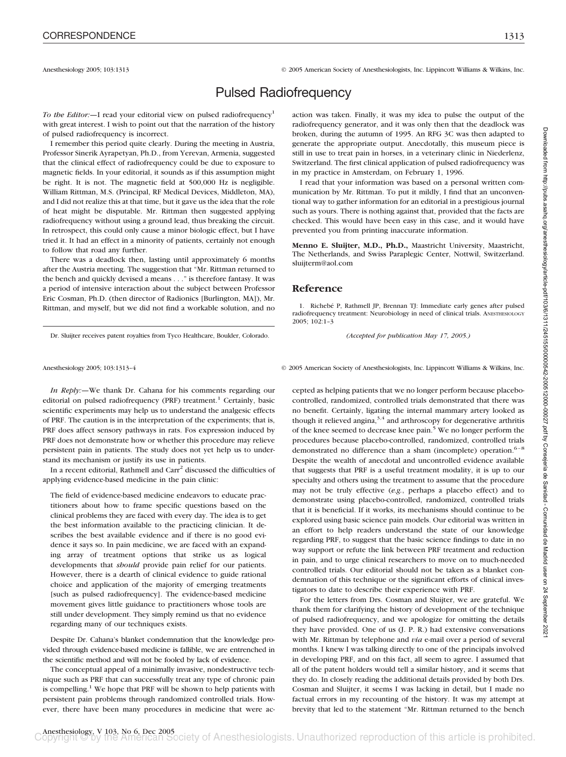# Pulsed Radiofrequency

Anesthesiology 2005; 103:1313 © 2005 American Society of Anesthesiologists, Inc. Lippincott Williams & Wilkins, Inc.

*To the Editor:*—I read your editorial view on pulsed radiofrequency[1] with great interest. I wish to point out that the narration of the history of pulsed radiofrequency is incorrect.

I remember this period quite clearly. During the meeting in Austria, Professor Sinerik Ayrapetyan, Ph.D., from Yerevan, Armenia, suggested that the clinical effect of radiofrequency could be due to exposure to magnetic fields. In your editorial, it sounds as if this assumption might be right. It is not. The magnetic field at 500,000 Hz is negligible. William Rittman, M.S. (Principal, RF Medical Devices, Middleton, MA), and I did not realize this at that time, but it gave us the idea that the role of heat might be disputable. Mr. Rittman then suggested applying radiofrequency without using a ground lead, thus breaking the circuit. In retrospect, this could only cause a minor biologic effect, but I have tried it. It had an effect in a minority of patients, certainly not enough to follow that road any further.

There was a deadlock then, lasting until approximately 6 months after the Austria meeting. The suggestion that "Mr. Rittman returned to the bench and quickly devised a means . . ." is therefore fantasy. It was a period of intensive interaction about the subject between Professor Eric Cosman, Ph.D. (then director of Radionics [Burlington, MA]), Mr. Rittman, and myself, but we did not find a workable solution, and no action was taken. Finally, it was my idea to pulse the output of the radiofrequency generator, and it was only then that the deadlock was broken, during the autumn of 1995. An RFG 3C was then adapted to generate the appropriate output. Anecdotally, this museum piece is still in use to treat pain in horses, in a veterinary clinic in Niederlenz, Switzerland. The first clinical application of pulsed radiofrequency was in my practice in Amsterdam, on February 1, 1996.

I read that your information was based on a personal written communication by Mr. Rittman. To put it mildly, I find that an unconventional way to gather information for an editorial in a prestigious journal such as yours. There is nothing against that, provided that the facts are checked. This would have been easy in this case, and it would have prevented you from printing inaccurate information.

**Menno E. Sluijter, M.D., Ph.D.,** Maastricht University, Maastricht, The Netherlands, and Swiss Paraplegic Center, Nottwil, Switzerland. sluijterm@aol.com

Dr. Sluijter receives patent royalties from Tyco Healthcare, Boulder, Colorado.

## Reference

1. Richebé P, Rathmell JP, Brennan TJ: Immediate early genes after pulsed radiofrequency treatment: Neurobiology in need of clinical trials. ANESTHESIOLOGY 2005; 102:1–3

*(Accepted for publication May 17, 2005.)*

---

Anesthesiology 2005; 103:1313–4 © 2005 American Society of Anesthesiologists, Inc. Lippincott Williams & Wilkins, Inc.

*In Reply:*—We thank Dr. Cahana for his comments regarding our editorial on pulsed radiofrequency (PRF) treatment.[1] Certainly, basic scientific experiments may help us to understand the analgesic effects of PRF. The caution is in the interpretation of the experiments; that is, PRF does affect sensory pathways in rats. Fos expression induced by PRF does not demonstrate how or whether this procedure may relieve persistent pain in patients. The study does not yet help us to understand its mechanism or justify its use in patients.

In a recent editorial, Rathmell and Carr[2] discussed the difficulties of applying evidence-based medicine in the pain clinic:

> The field of evidence-based medicine endeavors to educate practitioners about how to frame specific questions based on the clinical problems they are faced with every day. The idea is to get the best information available to the practicing clinician. It describes the best available evidence and if there is no good evidence it says so. In pain medicine, we are faced with an expanding array of treatment options that strike us as logical developments that *should* provide pain relief for our patients. However, there is a dearth of clinical evidence to guide rational choice and application of the majority of emerging treatments [such as pulsed radiofrequency]. The evidence-based medicine movement gives little guidance to practitioners whose tools are still under development. They simply remind us that no evidence regarding many of our techniques exists.

Despite Dr. Cahana's blanket condemnation that the knowledge provided through evidence-based medicine is fallible, we are entrenched in the scientific method and will not be fooled by lack of evidence.

The conceptual appeal of a minimally invasive, nondestructive technique such as PRF that can successfully treat any type of chronic pain is compelling.[1] We hope that PRF will be shown to help patients with persistent pain problems through randomized controlled trials. However, there have been many procedures in medicine that were accepted as helping patients that we no longer perform because placebo-controlled, randomized, controlled trials demonstrated that there was no benefit. Certainly, ligating the internal mammary artery looked as though it relieved angina,[3,4] and arthroscopy for degenerative arthritis of the knee seemed to decrease knee pain.[5] We no longer perform the procedures because placebo-controlled, randomized, controlled trials demonstrated no difference than a sham (incomplete) operation.[6–8] Despite the wealth of anecdotal and uncontrolled evidence available that suggests that PRF is a useful treatment modality, it is up to our specialty and others using the treatment to assume that the procedure may not be truly effective (*e.g.*, perhaps a placebo effect) and to demonstrate using placebo-controlled, randomized, controlled trials that it is beneficial. If it works, its mechanisms should continue to be explored using basic science pain models. Our editorial was written in an effort to help readers understand the state of our knowledge regarding PRF, to suggest that the basic science findings to date in no way support or refute the link between PRF treatment and reduction in pain, and to urge clinical researchers to move on to much-needed controlled trials. Our editorial should not be taken as a blanket condemnation of this technique or the significant efforts of clinical investigators to date to describe their experience with PRF.

For the letters from Drs. Cosman and Sluijter, we are grateful. We thank them for clarifying the history of development of the technique of pulsed radiofrequency, and we apologize for omitting the details they have provided. One of us (J. P. R.) had extensive conversations with Mr. Rittman by telephone and *via* e-mail over a period of several months. I knew I was talking directly to one of the principals involved in developing PRF, and on this fact, all seem to agree. I assumed that all of the patent holders would tell a similar history, and it seems that they do. In closely reading the additional details provided by both Drs. Cosman and Sluijter, it seems I was lacking in detail, but I made no factual errors in my recounting of the history. It was my attempt at brevity that led to the statement "Mr. Rittman returned to the bench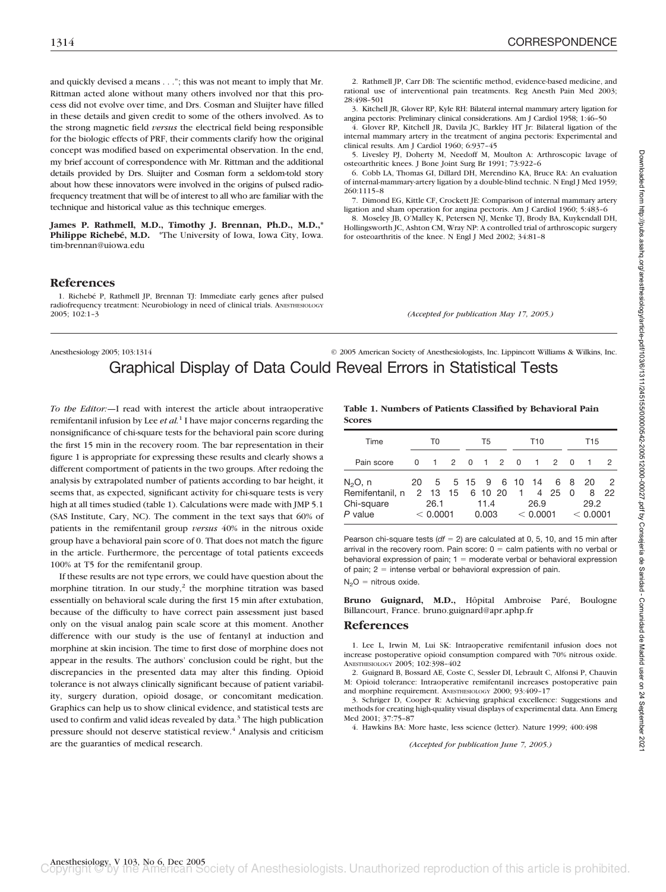and quickly devised a means . . ."; this was not meant to imply that Mr. Rittman acted alone without many others involved nor that this process did not evolve over time, and Drs. Cosman and Sluijter have filled in these details and given credit to some of the others involved. As to the strong magnetic field *versus* the electrical field being responsible for the biologic effects of PRF, their comments clarify how the original concept was modified based on experimental observation. In the end, my brief account of correspondence with Mr. Rittman and the additional details provided by Drs. Sluijter and Cosman form a seldom-told story about how these innovators were involved in the origins of pulsed radiofrequency treatment that will be of interest to all who are familiar with the technique and historical value as this technique emerges.

**James P. Rathmell, M.D., Timothy J. Brennan, Ph.D., M.D.,\* Philippe Richebé, M.D.** \*The University of Iowa, Iowa City, Iowa. tim-brennan@uiowa.edu

## References

1. Richebé P, Rathmell JP, Brennan TJ: Immediate early genes after pulsed radiofrequency treatment: Neurobiology in need of clinical trials. ANESTHESIOLOGY 2005; 102:1–3
2. Rathmell JP, Carr DB: The scientific method, evidence-based medicine, and rational use of interventional pain treatments. Reg Anesth Pain Med 2003; 28:498–501
3. Kitchell JR, Glover RP, Kyle RH: Bilateral internal mammary artery ligation for angina pectoris: Preliminary clinical considerations. Am J Cardiol 1958; 1:46–50
4. Glover RP, Kitchell JR, Davila JC, Barkley HT Jr: Bilateral ligation of the internal mammary artery in the treatment of angina pectoris: Experimental and clinical results. Am J Cardiol 1960; 6:937–45
5. Livesley PJ, Doherty M, Needoff M, Moulton A: Arthroscopic lavage of osteoarthritic knees. J Bone Joint Surg Br 1991; 73:922–6
6. Cobb LA, Thomas GI, Dillard DH, Merendino KA, Bruce RA: An evaluation of internal-mammary-artery ligation by a double-blind technic. N Engl J Med 1959; 260:1115–8
7. Dimond EG, Kittle CF, Crockett JE: Comparison of internal mammary artery ligation and sham operation for angina pectoris. Am J Cardiol 1960; 5:483–6
8. Moseley JB, O'Malley K, Petersen NJ, Menke TJ, Brody BA, Kuykendall DH, Hollingsworth JC, Ashton CM, Wray NP: A controlled trial of arthroscopic surgery for osteoarthritis of the knee. N Engl J Med 2002; 34:81–8

*(Accepted for publication May 17, 2005.)*

Anesthesiology 2005; 103:1314 © 2005 American Society of Anesthesiologists, Inc. Lippincott Williams & Wilkins, Inc.

# Graphical Display of Data Could Reveal Errors in Statistical Tests

*To the Editor:*—I read with interest the article about intraoperative remifentanil infusion by Lee *et al.*[1] I have major concerns regarding the nonsignificance of chi-square tests for the behavioral pain score during the first 15 min in the recovery room. The bar representation in their figure 1 is appropriate for expressing these results and clearly shows a different comportment of patients in the two groups. After redoing the analysis by extrapolated number of patients according to bar height, it seems that, as expected, significant activity for chi-square tests is very high at all times studied (table 1). Calculations were made with JMP 5.1 (SAS Institute, Cary, NC). The comment in the text says that 60% of patients in the remifentanil group *versus* 40% in the nitrous oxide group have a behavioral pain score of 0. That does not match the figure in the article. Furthermore, the percentage of total patients exceeds 100% at T5 for the remifentanil group.

If these results are not type errors, we could have question about the morphine titration. In our study,[2] the morphine titration was based essentially on behavioral scale during the first 15 min after extubation, because of the difficulty to have correct pain assessment just based only on the visual analog pain scale score at this moment. Another difference with our study is the use of fentanyl at induction and morphine at skin incision. The time to first dose of morphine does not appear in the results. The authors' conclusion could be right, but the discrepancies in the presented data may alter this finding. Opioid tolerance is not always clinically significant because of patient variability, surgery duration, opioid dosage, or concomitant medication. Graphics can help us to show clinical evidence, and statistical tests are used to confirm and valid ideas revealed by data.[3] The high publication pressure should not deserve statistical review.[4] Analysis and criticism are the guaranties of medical research.

**Table 1. Numbers of Patients Classified by Behavioral Pain Scores**

| Time | T0 | | | T5 | | | T10 | | | T15 | | |
|---|---|---|---|---|---|---|---|---|---|---|---|---|
| Pain score | 0 | 1 | 2 | 0 | 1 | 2 | 0 | 1 | 2 | 0 | 1 | 2 |
| $N_2O$, n | 20 | 5 | 5 | 15 | 9 | 6 | 10 | 14 | 6 | 8 | 20 | 2 |
| Remifentanil, n | 2 | 13 | 15 | 6 | 10 | 20 | 1 | 4 | 25 | 0 | 8 | 22 |
| Chi-square | | 26.1 | | | 11.4 | | | 26.9 | | | 29.2 | |
| $P$ value | | < 0.0001 | | | 0.003 | | | < 0.0001 | | | < 0.0001 | |

Pearson chi-square tests ($df = 2$) are calculated at 0, 5, 10, and 15 min after arrival in the recovery room. Pain score: 0 = calm patients with no verbal or behavioral expression of pain; 1 = moderate verbal or behavioral expression of pain; 2 = intense verbal or behavioral expression of pain.

$N_2O$ = nitrous oxide.

**Bruno Guignard, M.D.,** Hôpital Ambroise Paré, Boulogne Billancourt, France. bruno.guignard@apr.aphp.fr

## References

1. Lee L, Irwin M, Lui SK: Intraoperative remifentanil infusion does not increase postoperative opioid consumption compared with 70% nitrous oxide. ANESTHESIOLOGY 2005; 102:398–402
2. Guignard B, Bossard AE, Coste C, Sessler DI, Lebrault C, Alfonsi P, Chauvin M: Opioid tolerance: Intraoperative remifentanil increases postoperative pain and morphine requirement. ANESTHESIOLOGY 2000; 93:409–17
3. Schriger D, Cooper R: Achieving graphical excellence: Suggestions and methods for creating high-quality visual displays of experimental data. Ann Emerg Med 2001; 37:75–87
4. Hawkins BA: More haste, less science (letter). Nature 1999; 400:498

*(Accepted for publication June 7, 2005.)*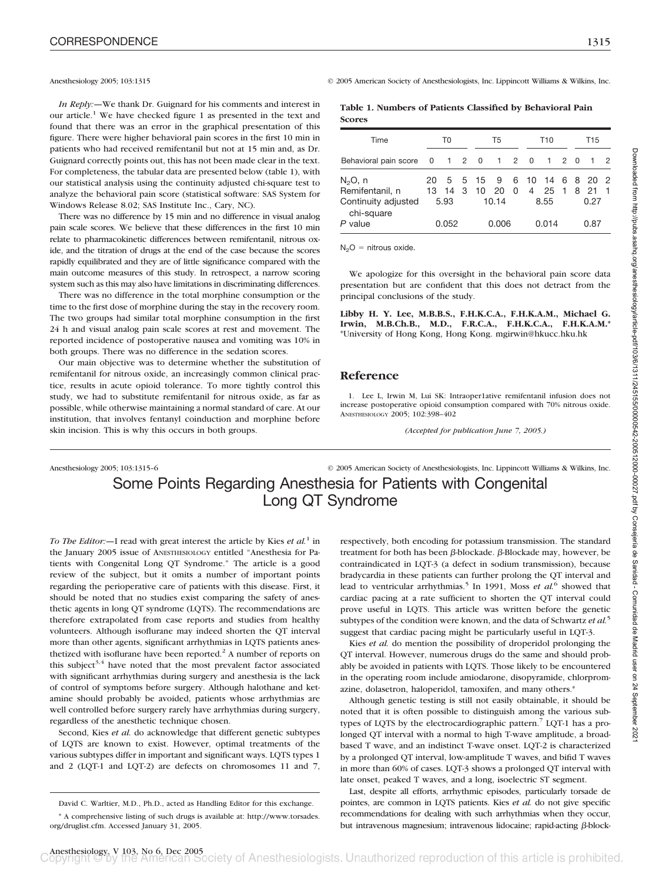*In Reply:*—We thank Dr. Guignard for his comments and interest in our article.[1] We have checked figure 1 as presented in the text and found that there was an error in the graphical presentation of this figure. There were higher behavioral pain scores in the first 10 min in patients who had received remifentanil but not at 15 min and, as Dr. Guignard correctly points out, this has not been made clear in the text. For completeness, the tabular data are presented below (table 1), with our statistical analysis using the continuity adjusted chi-square test to analyze the behavioral pain score (statistical software: SAS System for Windows Release 8.02; SAS Institute Inc., Cary, NC).

There was no difference by 15 min and no difference in visual analog pain scale scores. We believe that these differences in the first 10 min relate to pharmacokinetic differences between remifentanil, nitrous oxide, and the titration of drugs at the end of the case because the scores rapidly equilibrated and they are of little significance compared with the main outcome measures of this study. In retrospect, a narrow scoring system such as this may also have limitations in discriminating differences.

There was no difference in the total morphine consumption or the time to the first dose of morphine during the stay in the recovery room. The two groups had similar total morphine consumption in the first 24 h and visual analog pain scale scores at rest and movement. The reported incidence of postoperative nausea and vomiting was 10% in both groups. There was no difference in the sedation scores.

Our main objective was to determine whether the substitution of remifentanil for nitrous oxide, an increasingly common clinical practice, results in acute opioid tolerance. To more tightly control this study, we had to substitute remifentanil for nitrous oxide, as far as possible, while otherwise maintaining a normal standard of care. At our institution, that involves fentanyl coinduction and morphine before skin incision. This is why this occurs in both groups.

**Table 1. Numbers of Patients Classified by Behavioral Pain Scores**

| Time | T0 | | | T5 | | | T10 | | | T15 | | |
|---|---|---|---|---|---|---|---|---|---|---|---|---|
| Behavioral pain score | 0 | 1 | 2 | 0 | 1 | 2 | 0 | 1 | 2 | 0 | 1 | 2 |
| $N_2O$, n | 20 | 5 | 5 | 15 | 9 | 6 | 10 | 14 | 6 | 8 | 20 | 2 |
| Remifentanil, n | 13 | 14 | 3 | 10 | 20 | 0 | 4 | 25 | 1 | 8 | 21 | 1 |
| Continuity adjusted chi-square | 5.93 | | | 10.14 | | | 8.55 | | | 0.27 | | |
| *P* value | 0.052 | | | 0.006 | | | 0.014 | | | 0.87 | | |

$N_2O$ = nitrous oxide.

We apologize for this oversight in the behavioral pain score data presentation but are confident that this does not detract from the principal conclusions of the study.

**Libby H. Y. Lee, M.B.B.S., F.H.K.C.A., F.H.K.A.M., Michael G. Irwin, M.B.Ch.B., M.D., F.R.C.A., F.H.K.C.A., F.H.K.A.M.*** *University of Hong Kong, Hong Kong. mgirwin@hkucc.hku.hk

## Reference

1. Lee L, Irwin M, Lui SK: Intraoper1ative remifentanil infusion does not increase postoperative opioid consumption compared with 70% nitrous oxide. ANESTHESIOLOGY 2005; 102:398–402

*(Accepted for publication June 7, 2005.)*

# Some Points Regarding Anesthesia for Patients with Congenital Long QT Syndrome

*To The Editor:*—I read with great interest the article by Kies *et al.*[1] in the January 2005 issue of ANESTHESIOLOGY entitled "Anesthesia for Patients with Congenital Long QT Syndrome." The article is a good review of the subject, but it omits a number of important points regarding the perioperative care of patients with this disease. First, it should be noted that no studies exist comparing the safety of anesthetic agents in long QT syndrome (LQTS). The recommendations are therefore extrapolated from case reports and studies from healthy volunteers. Although isoflurane may indeed shorten the QT interval more than other agents, significant arrhythmias in LQTS patients anesthetized with isoflurane have been reported.[2] A number of reports on this subject[3,4] have noted that the most prevalent factor associated with significant arrhythmias during surgery and anesthesia is the lack of control of symptoms before surgery. Although halothane and ketamine should probably be avoided, patients whose arrhythmias are well controlled before surgery rarely have arrhythmias during surgery, regardless of the anesthetic technique chosen.

Second, Kies *et al.* do acknowledge that different genetic subtypes of LQTS are known to exist. However, optimal treatments of the various subtypes differ in important and significant ways. LQTS types 1 and 2 (LQT-1 and LQT-2) are defects on chromosomes 11 and 7, respectively, both encoding for potassium transmission. The standard treatment for both has been β-blockade. β-Blockade may, however, be contraindicated in LQT-3 (a defect in sodium transmission), because bradycardia in these patients can further prolong the QT interval and lead to ventricular arrhythmias.[5] In 1991, Moss *et al.*[6] showed that cardiac pacing at a rate sufficient to shorten the QT interval could prove useful in LQTS. This article was written before the genetic subtypes of the condition were known, and the data of Schwartz *et al.*[5] suggest that cardiac pacing might be particularly useful in LQT-3.

Kies *et al.* do mention the possibility of droperidol prolonging the QT interval. However, numerous drugs do the same and should probably be avoided in patients with LQTS. Those likely to be encountered in the operating room include amiodarone, disopyramide, chlorpromazine, dolasetron, haloperidol, tamoxifen, and many others.*

Although genetic testing is still not easily obtainable, it should be noted that it is often possible to distinguish among the various subtypes of LQTS by the electrocardiographic pattern.[7] LQT-1 has a prolonged QT interval with a normal to high T-wave amplitude, a broad-based T wave, and an indistinct T-wave onset. LQT-2 is characterized by a prolonged QT interval, low-amplitude T waves, and bifid T waves in more than 60% of cases. LQT-3 shows a prolonged QT interval with late onset, peaked T waves, and a long, isoelectric ST segment.

Last, despite all efforts, arrhythmic episodes, particularly torsade de pointes, are common in LQTS patients. Kies *et al.* do not give specific recommendations for dealing with such arrhythmias when they occur, but intravenous magnesium; intravenous lidocaine; rapid-acting β-block-

David C. Warltier, M.D., Ph.D., acted as Handling Editor for this exchange.

* A comprehensive listing of such drugs is available at: http://www.torsades.org/druglist.cfm. Accessed January 31, 2005.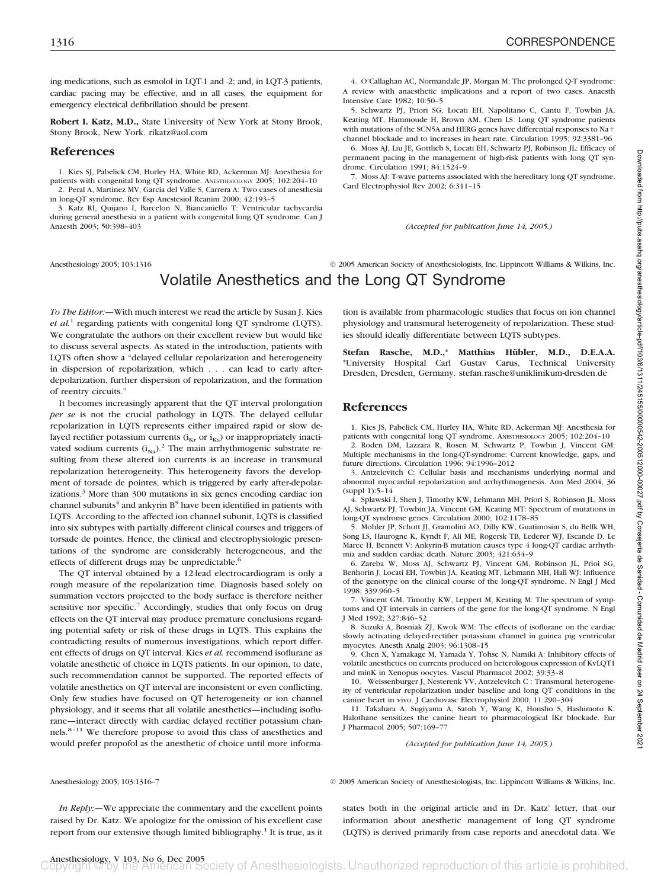ing medications, such as esmolol in LQT-1 and -2; and, in LQT-3 patients, cardiac pacing may be effective, and in all cases, the equipment for emergency electrical defibrillation should be present.

**Robert I. Katz, M.D.,** State University of New York at Stony Brook, Stony Brook, New York. rikatz@aol.com

## References

1. Kies SJ, Pabelick CM, Hurley HA, White RD, Ackerman MJ: Anesthesia for patients with congenital long QT syndrome. ANESTHESIOLOGY 2005; 102:204–10
2. Peral A, Martinez MV, Garcia del Valle S, Carrera A: Two cases of anesthesia in long-QT syndrome. Rev Esp Anestesiol Reanim 2000; 42:193–5
3. Katz RI, Quijano I, Barcelon N, Biancaniello T: Ventricular tachycardia during general anesthesia in a patient with congenital long QT syndrome. Can J Anaesth 2003; 50:398–403
4. O'Callaghan AC, Normandale JP, Morgan M: The prolonged Q-T syndrome: A review with anaesthetic implications and a report of two cases. Anaesth Intensive Care 1982; 10:50–5
5. Schwartz PJ, Priori SG, Locati EH, Napolitano C, Cantu F, Towbin JA, Keating MT, Hammoude H, Brown AM, Chen LS: Long QT syndrome patients with mutations of the SCN5A and HERG genes have differential responses to Na+ channel blockade and to increases in heart rate. Circulation 1995; 92:3381–96
6. Moss AJ, Liu JE, Gottlieb S, Locati EH, Schwartz PJ, Robinson JL: Efficacy of permanent pacing in the management of high-risk patients with long QT syndrome. Circulation 1991; 84:1524–9
7. Moss AJ: T-wave patterns associated with the hereditary long QT syndrome. Card Electrophysiol Rev 2002; 6:311–15

*(Accepted for publication June 14, 2005.)*

Anesthesiology 2005; 103:1316 © 2005 American Society of Anesthesiologists, Inc. Lippincott Williams & Wilkins, Inc.

# Volatile Anesthetics and the Long QT Syndrome

*To The Editor:*—With much interest we read the article by Susan J. Kies *et al.*[1] regarding patients with congenital long QT syndrome (LQTS). We congratulate the authors on their excellent review but would like to discuss several aspects. As stated in the introduction, patients with LQTS often show a "delayed cellular repolarization and heterogeneity in dispersion of repolarization, which . . . can lead to early afterdepolarization, further dispersion of repolarization, and the formation of reentry circuits."

It becomes increasingly apparent that the QT interval prolongation *per se* is not the crucial pathology in LQTS. The delayed cellular repolarization in LQTS represents either impaired rapid or slow delayed rectifier potassium currents ($i_{Kr}$ or $i_{Ks}$) or inappropriately inactivated sodium currents ($i_{Na}$).[2] The main arrhythmogenic substrate resulting from these altered ion currents is an increase in transmural repolarization heterogeneity. This heterogeneity favors the development of torsade de pointes, which is triggered by early after-depolarizations.[3] More than 300 mutations in six genes encoding cardiac ion channel subunits[4] and ankyrin B[5] have been identified in patients with LQTS. According to the affected ion channel subunit, LQTS is classified into six subtypes with partially different clinical courses and triggers of torsade de pointes. Hence, the clinical and electrophysiologic presentations of the syndrome are considerably heterogeneous, and the effects of different drugs may be unpredictable.[6]

The QT interval obtained by a 12-lead electrocardiogram is only a rough measure of the repolarization time. Diagnosis based solely on summation vectors projected to the body surface is therefore neither sensitive nor specific.[7] Accordingly, studies that only focus on drug effects on the QT interval may produce premature conclusions regarding potential safety or risk of these drugs in LQTS. This explains the contradicting results of numerous investigations, which report different effects of drugs on QT interval. Kies *et al.* recommend isoflurane as volatile anesthetic of choice in LQTS patients. In our opinion, to date, such recommendation cannot be supported. The reported effects of volatile anesthetics on QT interval are inconsistent or even conflicting. Only few studies have focused on QT heterogeneity or ion channel physiology, and it seems that all volatile anesthetics—including isoflurane—interact directly with cardiac delayed rectifier potassium channels.[8–11] We therefore propose to avoid this class of anesthetics and would prefer propofol as the anesthetic of choice until more information is available from pharmacologic studies that focus on ion channel physiology and transmural heterogeneity of repolarization. These studies should ideally differentiate between LQTS subtypes.

**Stefan Rasche, M.D.,\* Matthias Hübler, M.D., D.E.A.A.** \*University Hospital Carl Gustav Carus, Technical University Dresden, Dresden, Germany. stefan.rasche@uniklinikum-dresden.de

## References

1. Kies JS, Pabelick CM, Hurley HA, White RD, Ackerman MJ: Anesthesia for patients with congenital long QT syndrome. ANESTHESIOLOGY 2005; 102:204–10
2. Roden DM, Lazzara R, Rosen M, Schwartz P, Towbin J, Vincent GM: Multiple mechanisms in the long-QT-syndrome: Current knowledge, gaps, and future directions. Circulation 1996; 94:1996–2012
3. Antzelevitch C: Cellular basis and mechanisms underlying normal and abnormal myocardial repolarization and arrhythmogenesis. Ann Med 2004, 36 (suppl 1):5–14
4. Splawski I, Shen J, Timothy KW, Lehmann MH, Priori S, Robinson JL, Moss AJ, Schwartz PJ, Towbin JA, Vincent GM, Keating MT: Spectrum of mutations in long-QT syndrome genes. Circulation 2000; 102:1178–85
5. Mohler JP, Schott JJ, Gramolini AO, Dilly KW, Guatimosim S, du Bellk WH, Song LS, Haurogne K, Kyndt F, Ali ME, Rogersk TB, Lederer WJ, Escande D, Le Marec H, Bennett V: Ankyrin-B mutation causes type 4 long-QT cardiac arrhythmia and sudden cardiac death. Nature 2003; 421:634–9
6. Zareba W, Moss AJ, Schwartz PJ, Vincent GM, Robinson JL, Prioi SG, Benhorin J, Locati EH, Towbin JA, Keating MT, Lehmann MH, Hall WJ: Influence of the genotype on the clinical course of the long-QT syndrome. N Engl J Med 1998; 339:960–5
7. Vincent GM, Timothy KW, Leppert M, Keating M: The spectrum of symptoms and QT intervals in carriers of the gene for the long-QT syndrome. N Engl J Med 1992; 327:846–52
8. Suzuki A, Bosniak ZJ, Kwok WM: The effects of isoflurane on the cardiac slowly activating delayed-rectifier potassium channel in guinea pig ventricular myocytes. Anesth Analg 2003; 96:1308–15
9. Chen X, Yamakage M, Yamada Y, Tohse N, Namiki A: Inhibitory effects of volatile anesthetics on currents produced on heterologous expression of KvLQT1 and minK in Xenopus oocytes. Vascul Pharmacol 2002; 39:33–8
10. Weissenburger J, Nesterenk VV, Antzelevitch C : Transmural heterogeneity of ventricular repolarization under baseline and long QT conditions in the canine heart in vivo. J Cardiovasc Electrophysiol 2000; 11:290–304
11. Takahara A, Sugiyama A, Satoh Y, Wang K, Honsho S, Hashimoto K: Halothane sensitizes the canine heart to pharmacological IKr blockade. Eur J Pharmacol 2005; 507:169–77

*(Accepted for publication June 14, 2005.)*

Anesthesiology 2005; 103:1316–7 © 2005 American Society of Anesthesiologists, Inc. Lippincott Williams & Wilkins, Inc.

*In Reply:*—We appreciate the commentary and the excellent points raised by Dr. Katz. We apologize for the omission of his excellent case report from our extensive though limited bibliography.[1] It is true, as it states both in the original article and in Dr. Katz' letter, that our information about anesthetic management of long QT syndrome (LQTS) is derived primarily from case reports and anecdotal data. We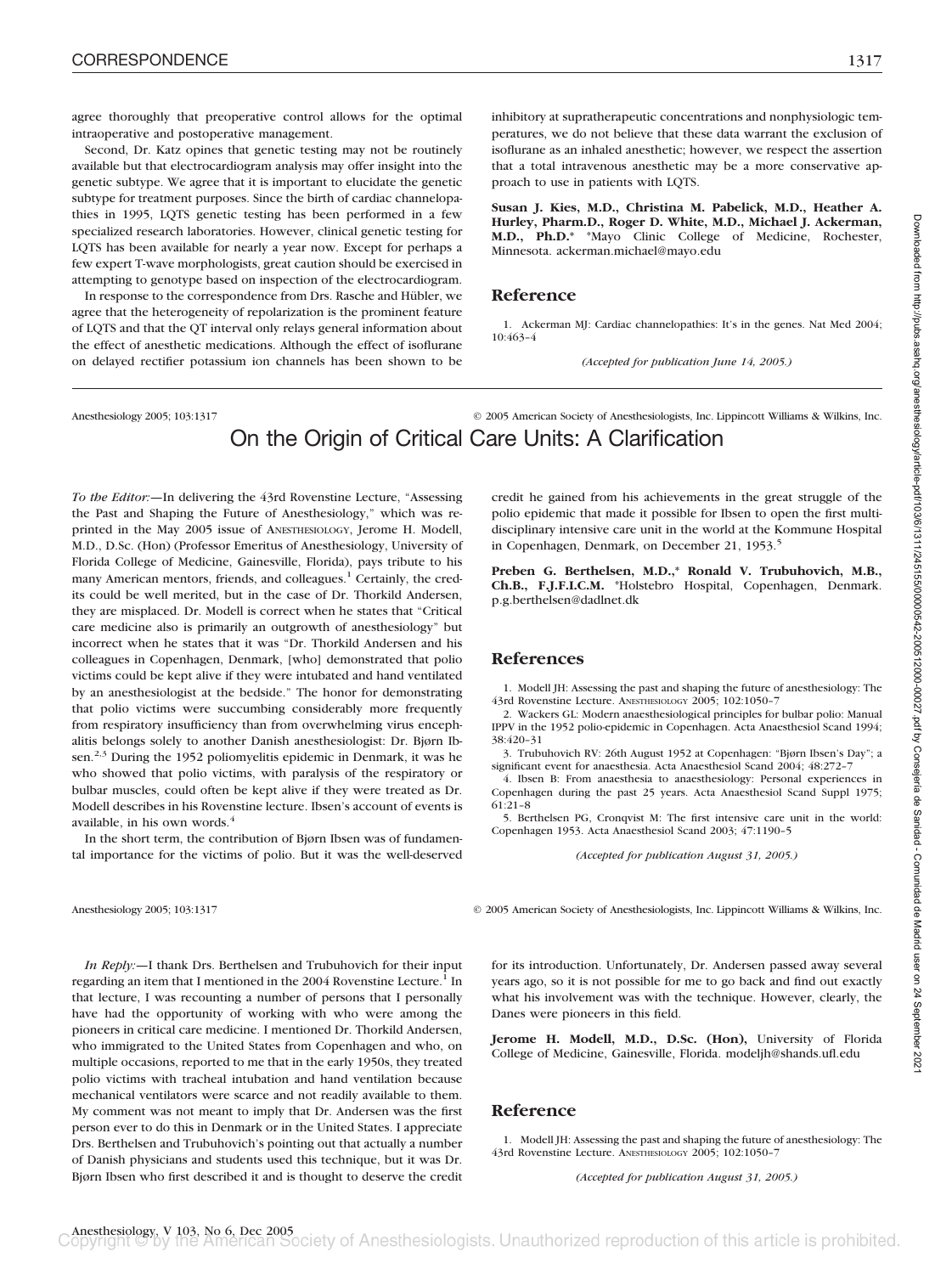agree thoroughly that preoperative control allows for the optimal intraoperative and postoperative management.

Second, Dr. Katz opines that genetic testing may not be routinely available but that electrocardiogram analysis may offer insight into the genetic subtype. We agree that it is important to elucidate the genetic subtype for treatment purposes. Since the birth of cardiac channelopathies in 1995, LQTS genetic testing has been performed in a few specialized research laboratories. However, clinical genetic testing for LQTS has been available for nearly a year now. Except for perhaps a few expert T-wave morphologists, great caution should be exercised in attempting to genotype based on inspection of the electrocardiogram.

In response to the correspondence from Drs. Rasche and Hübler, we agree that the heterogeneity of repolarization is the prominent feature of LQTS and that the QT interval only relays general information about the effect of anesthetic medications. Although the effect of isoflurane on delayed rectifier potassium ion channels has been shown to be inhibitory at supratherapeutic concentrations and nonphysiologic temperatures, we do not believe that these data warrant the exclusion of isoflurane as an inhaled anesthetic; however, we respect the assertion that a total intravenous anesthetic may be a more conservative approach to use in patients with LQTS.

**Susan J. Kies, M.D., Christina M. Pabelick, M.D., Heather A. Hurley, Pharm.D., Roger D. White, M.D., Michael J. Ackerman, M.D., Ph.D.*** *Mayo Clinic College of Medicine, Rochester, Minnesota. ackerman.michael@mayo.edu

## Reference

1. Ackerman MJ: Cardiac channelopathies: It's in the genes. Nat Med 2004; 10:463–4

*(Accepted for publication June 14, 2005.)*

# On the Origin of Critical Care Units: A Clarification

*To the Editor:*—In delivering the 43rd Rovenstine Lecture, "Assessing the Past and Shaping the Future of Anesthesiology," which was reprinted in the May 2005 issue of ANESTHESIOLOGY, Jerome H. Modell, M.D., D.Sc. (Hon) (Professor Emeritus of Anesthesiology, University of Florida College of Medicine, Gainesville, Florida), pays tribute to his many American mentors, friends, and colleagues.[1] Certainly, the credits could be well merited, but in the case of Dr. Thorkild Andersen, they are misplaced. Dr. Modell is correct when he states that "Critical care medicine also is primarily an outgrowth of anesthesiology" but incorrect when he states that it was "Dr. Thorkild Andersen and his colleagues in Copenhagen, Denmark, [who] demonstrated that polio victims could be kept alive if they were intubated and hand ventilated by an anesthesiologist at the bedside." The honor for demonstrating that polio victims were succumbing considerably more frequently from respiratory insufficiency than from overwhelming virus encephalitis belongs solely to another Danish anesthesiologist: Dr. Bjørn Ibsen.[2,3] During the 1952 poliomyelitis epidemic in Denmark, it was he who showed that polio victims, with paralysis of the respiratory or bulbar muscles, could often be kept alive if they were treated as Dr. Modell describes in his Rovenstine lecture. Ibsen's account of events is available, in his own words.[4]

In the short term, the contribution of Bjørn Ibsen was of fundamental importance for the victims of polio. But it was the well-deserved credit he gained from his achievements in the great struggle of the polio epidemic that made it possible for Ibsen to open the first multidisciplinary intensive care unit in the world at the Kommune Hospital in Copenhagen, Denmark, on December 21, 1953.[5]

**Preben G. Berthelsen, M.D.,* Ronald V. Trubuhovich, M.B., Ch.B., F.J.F.I.C.M.** *Holstebro Hospital, Copenhagen, Denmark. p.g.berthelsen@dadlnet.dk

## References

1. Modell JH: Assessing the past and shaping the future of anesthesiology: The 43rd Rovenstine Lecture. ANESTHESIOLOGY 2005; 102:1050–7
2. Wackers GL: Modern anaesthesiological principles for bulbar polio: Manual IPPV in the 1952 polio-epidemic in Copenhagen. Acta Anaesthesiol Scand 1994; 38:420–31
3. Trubuhovich RV: 26th August 1952 at Copenhagen: "Bjørn Ibsen's Day"; a significant event for anaesthesia. Acta Anaesthesiol Scand 2004; 48:272–7
4. Ibsen B: From anaesthesia to anaesthesiology: Personal experiences in Copenhagen during the past 25 years. Acta Anaesthesiol Scand Suppl 1975; 61:21–8
5. Berthelsen PG, Cronqvist M: The first intensive care unit in the world: Copenhagen 1953. Acta Anaesthesiol Scand 2003; 47:1190–5

*(Accepted for publication August 31, 2005.)*

*In Reply:*—I thank Drs. Berthelsen and Trubuhovich for their input regarding an item that I mentioned in the 2004 Rovenstine Lecture.[1] In that lecture, I was recounting a number of persons that I personally have had the opportunity of working with who were among the pioneers in critical care medicine. I mentioned Dr. Thorkild Andersen, who immigrated to the United States from Copenhagen and who, on multiple occasions, reported to me that in the early 1950s, they treated polio victims with tracheal intubation and hand ventilation because mechanical ventilators were scarce and not readily available to them. My comment was not meant to imply that Dr. Andersen was the first person ever to do this in Denmark or in the United States. I appreciate Drs. Berthelsen and Trubuhovich's pointing out that actually a number of Danish physicians and students used this technique, but it was Dr. Bjørn Ibsen who first described it and is thought to deserve the credit for its introduction. Unfortunately, Dr. Andersen passed away several years ago, so it is not possible for me to go back and find out exactly what his involvement was with the technique. However, clearly, the Danes were pioneers in this field.

**Jerome H. Modell, M.D., D.Sc. (Hon),** University of Florida College of Medicine, Gainesville, Florida. modeljh@shands.ufl.edu

## Reference

1. Modell JH: Assessing the past and shaping the future of anesthesiology: The 43rd Rovenstine Lecture. ANESTHESIOLOGY 2005; 102:1050–7

*(Accepted for publication August 31, 2005.)*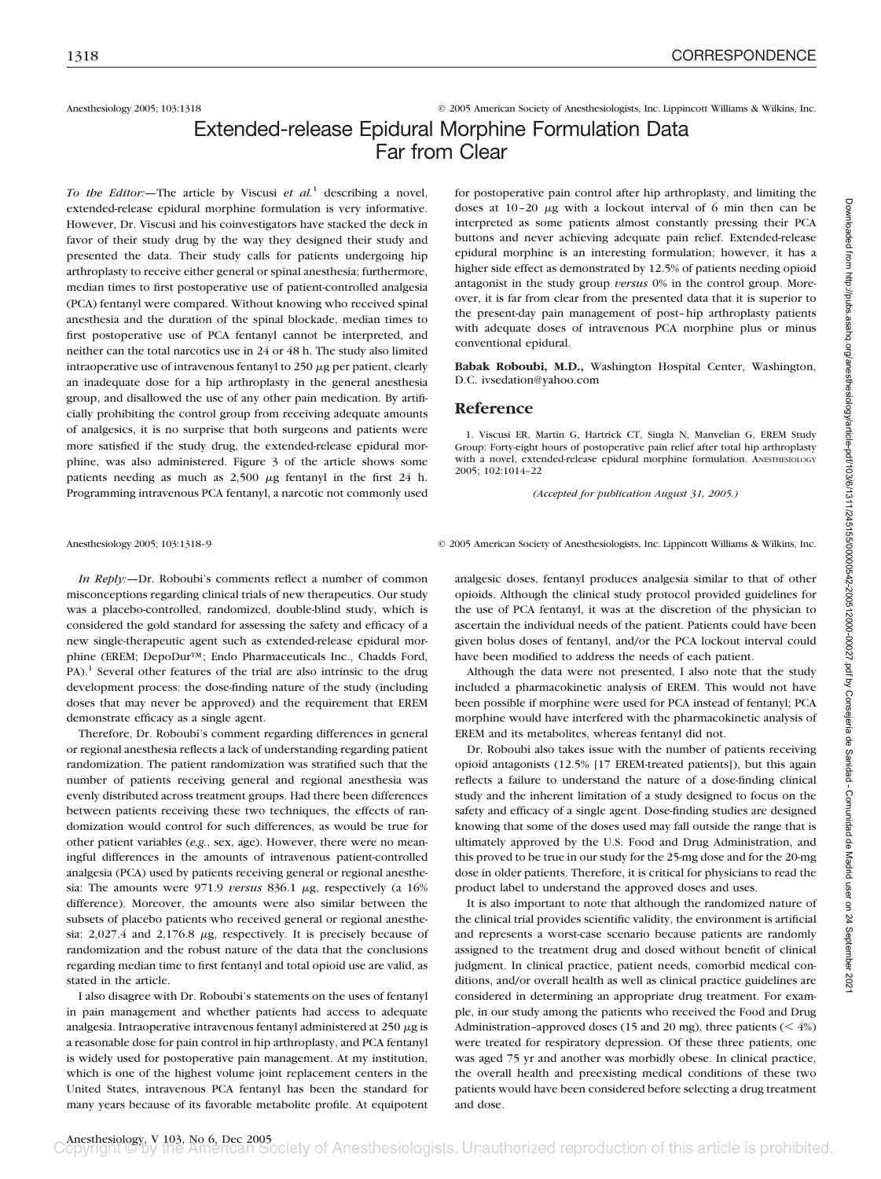Anesthesiology 2005; 103:1318 © 2005 American Society of Anesthesiologists, Inc. Lippincott Williams & Wilkins, Inc.

# Extended-release Epidural Morphine Formulation Data Far from Clear

*To the Editor:*—The article by Viscusi *et al.*[1] describing a novel, extended-release epidural morphine formulation is very informative. However, Dr. Viscusi and his coinvestigators have stacked the deck in favor of their study drug by the way they designed their study and presented the data. Their study calls for patients undergoing hip arthroplasty to receive either general or spinal anesthesia; furthermore, median times to first postoperative use of patient-controlled analgesia (PCA) fentanyl were compared. Without knowing who received spinal anesthesia and the duration of the spinal blockade, median times to first postoperative use of PCA fentanyl cannot be interpreted, and neither can the total narcotics use in 24 or 48 h. The study also limited intraoperative use of intravenous fentanyl to 250 $\mu$g per patient, clearly an inadequate dose for a hip arthroplasty in the general anesthesia group, and disallowed the use of any other pain medication. By artificially prohibiting the control group from receiving adequate amounts of analgesics, it is no surprise that both surgeons and patients were more satisfied if the study drug, the extended-release epidural morphine, was also administered. Figure 3 of the article shows some patients needing as much as 2,500 $\mu$g fentanyl in the first 24 h. Programming intravenous PCA fentanyl, a narcotic not commonly used for postoperative pain control after hip arthroplasty, and limiting the doses at 10–20 $\mu$g with a lockout interval of 6 min then can be interpreted as some patients almost constantly pressing their PCA buttons and never achieving adequate pain relief. Extended-release epidural morphine is an interesting formulation; however, it has a higher side effect as demonstrated by 12.5% of patients needing opioid antagonist in the study group *versus* 0% in the control group. Moreover, it is far from clear from the presented data that it is superior to the present-day pain management of post–hip arthroplasty patients with adequate doses of intravenous PCA morphine plus or minus conventional epidural.

**Babak Roboubi, M.D.,** Washington Hospital Center, Washington, D.C. ivsedation@yahoo.com

## Reference

1. Viscusi ER, Martin G, Hartrick CT, Singla N, Manvelian G, EREM Study Group: Forty-eight hours of postoperative pain relief after total hip arthroplasty with a novel, extended-release epidural morphine formulation. Anesthesiology 2005; 102:1014–22

*(Accepted for publication August 31, 2005.)*

Anesthesiology 2005; 103:1318–9 © 2005 American Society of Anesthesiologists, Inc. Lippincott Williams & Wilkins, Inc.

*In Reply:*—Dr. Roboubi's comments reflect a number of common misconceptions regarding clinical trials of new therapeutics. Our study was a placebo-controlled, randomized, double-blind study, which is considered the gold standard for assessing the safety and efficacy of a new single-therapeutic agent such as extended-release epidural morphine (EREM; DepoDur™; Endo Pharmaceuticals Inc., Chadds Ford, PA).[1] Several other features of the trial are also intrinsic to the drug development process: the dose-finding nature of the study (including doses that may never be approved) and the requirement that EREM demonstrate efficacy as a single agent.

Therefore, Dr. Roboubi's comment regarding differences in general or regional anesthesia reflects a lack of understanding regarding patient randomization. The patient randomization was stratified such that the number of patients receiving general and regional anesthesia was evenly distributed across treatment groups. Had there been differences between patients receiving these two techniques, the effects of randomization would control for such differences, as would be true for other patient variables (*e.g.*, sex, age). However, there were no meaningful differences in the amounts of intravenous patient-controlled analgesia (PCA) used by patients receiving general or regional anesthesia: The amounts were 971.9 *versus* 836.1 $\mu$g, respectively (a 16% difference). Moreover, the amounts were also similar between the subsets of placebo patients who received general or regional anesthesia: 2,027.4 and 2,176.8 $\mu$g, respectively. It is precisely because of randomization and the robust nature of the data that the conclusions regarding median time to first fentanyl and total opioid use are valid, as stated in the article.

I also disagree with Dr. Roboubi's statements on the uses of fentanyl in pain management and whether patients had access to adequate analgesia. Intraoperative intravenous fentanyl administered at 250 $\mu$g is a reasonable dose for pain control in hip arthroplasty, and PCA fentanyl is widely used for postoperative pain management. At my institution, which is one of the highest volume joint replacement centers in the United States, intravenous PCA fentanyl has been the standard for many years because of its favorable metabolite profile. At equipotent analgesic doses, fentanyl produces analgesia similar to that of other opioids. Although the clinical study protocol provided guidelines for the use of PCA fentanyl, it was at the discretion of the physician to ascertain the individual needs of the patient. Patients could have been given bolus doses of fentanyl, and/or the PCA lockout interval could have been modified to address the needs of each patient.

Although the data were not presented, I also note that the study included a pharmacokinetic analysis of EREM. This would not have been possible if morphine were used for PCA instead of fentanyl; PCA morphine would have interfered with the pharmacokinetic analysis of EREM and its metabolites, whereas fentanyl did not.

Dr. Roboubi also takes issue with the number of patients receiving opioid antagonists (12.5% [17 EREM-treated patients]), but this again reflects a failure to understand the nature of a dose-finding clinical study and the inherent limitation of a study designed to focus on the safety and efficacy of a single agent. Dose-finding studies are designed knowing that some of the doses used may fall outside the range that is ultimately approved by the U.S. Food and Drug Administration, and this proved to be true in our study for the 25-mg dose and for the 20-mg dose in older patients. Therefore, it is critical for physicians to read the product label to understand the approved doses and uses.

It is also important to note that although the randomized nature of the clinical trial provides scientific validity, the environment is artificial and represents a worst-case scenario because patients are randomly assigned to the treatment drug and dosed without benefit of clinical judgment. In clinical practice, patient needs, comorbid medical conditions, and/or overall health as well as clinical practice guidelines are considered in determining an appropriate drug treatment. For example, in our study among the patients who received the Food and Drug Administration–approved doses (15 and 20 mg), three patients (< 4%) were treated for respiratory depression. Of these three patients, one was aged 75 yr and another was morbidly obese. In clinical practice, the overall health and preexisting medical conditions of these two patients would have been considered before selecting a drug treatment and dose.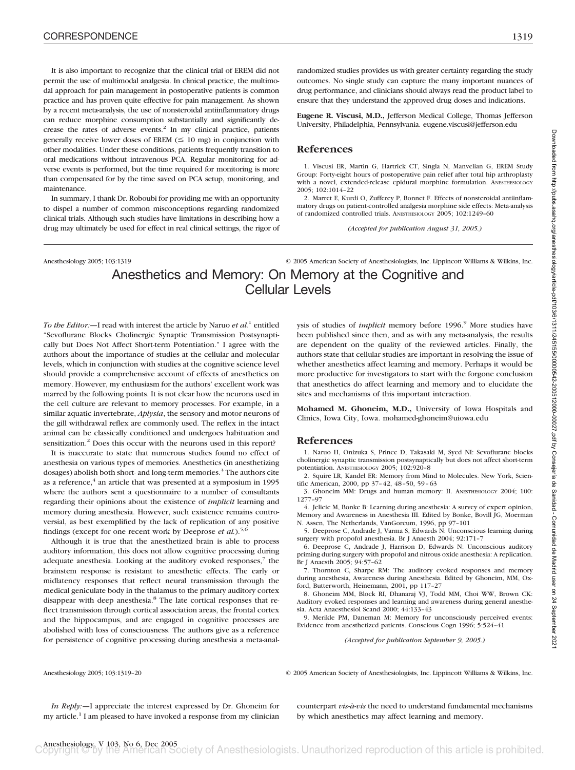It is also important to recognize that the clinical trial of EREM did not permit the use of multimodal analgesia. In clinical practice, the multimodal approach for pain management in postoperative patients is common practice and has proven quite effective for pain management. As shown by a recent meta-analysis, the use of nonsteroidal antiinflammatory drugs can reduce morphine consumption substantially and significantly decrease the rates of adverse events.[2] In my clinical practice, patients generally receive lower doses of EREM (≤ 10 mg) in conjunction with other modalities. Under these conditions, patients frequently transition to oral medications without intravenous PCA. Regular monitoring for adverse events is performed, but the time required for monitoring is more than compensated for by the time saved on PCA setup, monitoring, and maintenance.

In summary, I thank Dr. Roboubi for providing me with an opportunity to dispel a number of common misconceptions regarding randomized clinical trials. Although such studies have limitations in describing how a drug may ultimately be used for effect in real clinical settings, the rigor of randomized studies provides us with greater certainty regarding the study outcomes. No single study can capture the many important nuances of drug performance, and clinicians should always read the product label to ensure that they understand the approved drug doses and indications.

**Eugene R. Viscusi, M.D.,** Jefferson Medical College, Thomas Jefferson University, Philadelphia, Pennsylvania. eugene.viscusi@jefferson.edu

## References

1. Viscusi ER, Martin G, Hartrick CT, Singla N, Manvelian G, EREM Study Group: Forty-eight hours of postoperative pain relief after total hip arthroplasty with a novel, extended-release epidural morphine formulation. ANESTHESIOLOGY 2005; 102:1014–22
2. Marret E, Kurdi O, Zufferey P, Bonnet F. Effects of nonsteroidal antiinflammatory drugs on patient-controlled analgesia morphine side effects: Meta-analysis of randomized controlled trials. ANESTHESIOLOGY 2005; 102:1249–60

*(Accepted for publication August 31, 2005.)*

Anesthesiology 2005; 103:1319 © 2005 American Society of Anesthesiologists, Inc. Lippincott Williams & Wilkins, Inc.

# Anesthetics and Memory: On Memory at the Cognitive and Cellular Levels

*To the Editor:*—I read with interest the article by Naruo *et al.*[1] entitled "Sevoflurane Blocks Cholinergic Synaptic Transmission Postsynaptically but Does Not Affect Short-term Potentiation." I agree with the authors about the importance of studies at the cellular and molecular levels, which in conjunction with studies at the cognitive science level should provide a comprehensive account of effects of anesthetics on memory. However, my enthusiasm for the authors' excellent work was marred by the following points. It is not clear how the neurons used in the cell culture are relevant to memory processes. For example, in a similar aquatic invertebrate, *Aplysia*, the sensory and motor neurons of the gill withdrawal reflex are commonly used. The reflex in the intact animal can be classically conditioned and undergoes habituation and sensitization.[2] Does this occur with the neurons used in this report?

It is inaccurate to state that numerous studies found no effect of anesthesia on various types of memories. Anesthetics (in anesthetizing dosages) abolish both short- and long-term memories.[3] The authors cite as a reference,[4] an article that was presented at a symposium in 1995 where the authors sent a questionnaire to a number of consultants regarding their opinions about the existence of *implicit* learning and memory during anesthesia. However, such existence remains controversial, as best exemplified by the lack of replication of any positive findings (except for one recent work by Deeprose *et al.*).[5,6]

Although it is true that the anesthetized brain is able to process auditory information, this does not allow cognitive processing during adequate anesthesia. Looking at the auditory evoked responses,[7] the brainstem response is resistant to anesthetic effects. The early or midlatency responses that reflect neural transmission through the medical geniculate body in the thalamus to the primary auditory cortex disappear with deep anesthesia.[8] The late cortical responses that reflect transmission through cortical association areas, the frontal cortex and the hippocampus, and are engaged in cognitive processes are abolished with loss of consciousness. The authors give as a reference for persistence of cognitive processing during anesthesia a meta-analysis of studies of *implicit* memory before 1996.[9] More studies have been published since then, and as with any meta-analysis, the results are dependent on the quality of the reviewed articles. Finally, the authors state that cellular studies are important in resolving the issue of whether anesthetics affect learning and memory. Perhaps it would be more productive for investigators to start with the forgone conclusion that anesthetics do affect learning and memory and to elucidate the sites and mechanisms of this important interaction.

**Mohamed M. Ghoneim, M.D.,** University of Iowa Hospitals and Clinics, Iowa City, Iowa. mohamed-ghoneim@uiowa.edu

## References

1. Naruo H, Onizuka S, Prince D, Takasaki M, Syed NI: Sevoflurane blocks cholinergic synaptic transmission postsynaptically but does not affect short-term potentiation. ANESTHESIOLOGY 2005; 102:920–8
2. Squire LR, Kandel ER: Memory from Mind to Molecules. New York, Scientific American, 2000, pp 37–42, 48–50, 59–63
3. Ghoneim MM: Drugs and human memory: II. ANESTHESIOLOGY 2004; 100:1277–97
4. Jelicic M, Bonke B: Learning during anesthesia: A survey of expert opinion, Memory and Awareness in Anesthesia III. Edited by Bonke, Bovill JG, Moerman N. Assen, The Netherlands, VanGorcum, 1996, pp 97–101
5. Deeprose C, Andrade J, Varma S, Edwards N: Unconscious learning during surgery with propofol anesthesia. Br J Anaesth 2004; 92:171–7
6. Deeprose C, Andrade J, Harrison D, Edwards N: Unconscious auditory priming during surgery with propofol and nitrous oxide anesthesia: A replication. Br J Anaesth 2005; 94:57–62
7. Thornton C, Sharpe RM: The auditory evoked responses and memory during anesthesia, Awareness during Anesthesia. Edited by Ghoneim, MM, Oxford, Butterworth, Heinemann, 2001, pp 117–27
8. Ghoneim MM, Block RI, Dhanaraj VJ, Todd MM, Choi WW, Brown CK: Auditory evoked responses and learning and awareness during general anesthesia. Acta Anaesthesiol Scand 2000; 44:133–43
9. Merikle PM, Daneman M: Memory for unconsciously perceived events: Evidence from anesthetized patients. Conscious Cogn 1996; 5:524–41

*(Accepted for publication September 9, 2005.)*

Anesthesiology 2005; 103:1319–20 © 2005 American Society of Anesthesiologists, Inc. Lippincott Williams & Wilkins, Inc.

*In Reply:*—I appreciate the interest expressed by Dr. Ghoneim for my article.[1] I am pleased to have invoked a response from my clinician counterpart *vis-à-vis* the need to understand fundamental mechanisms by which anesthetics may affect learning and memory.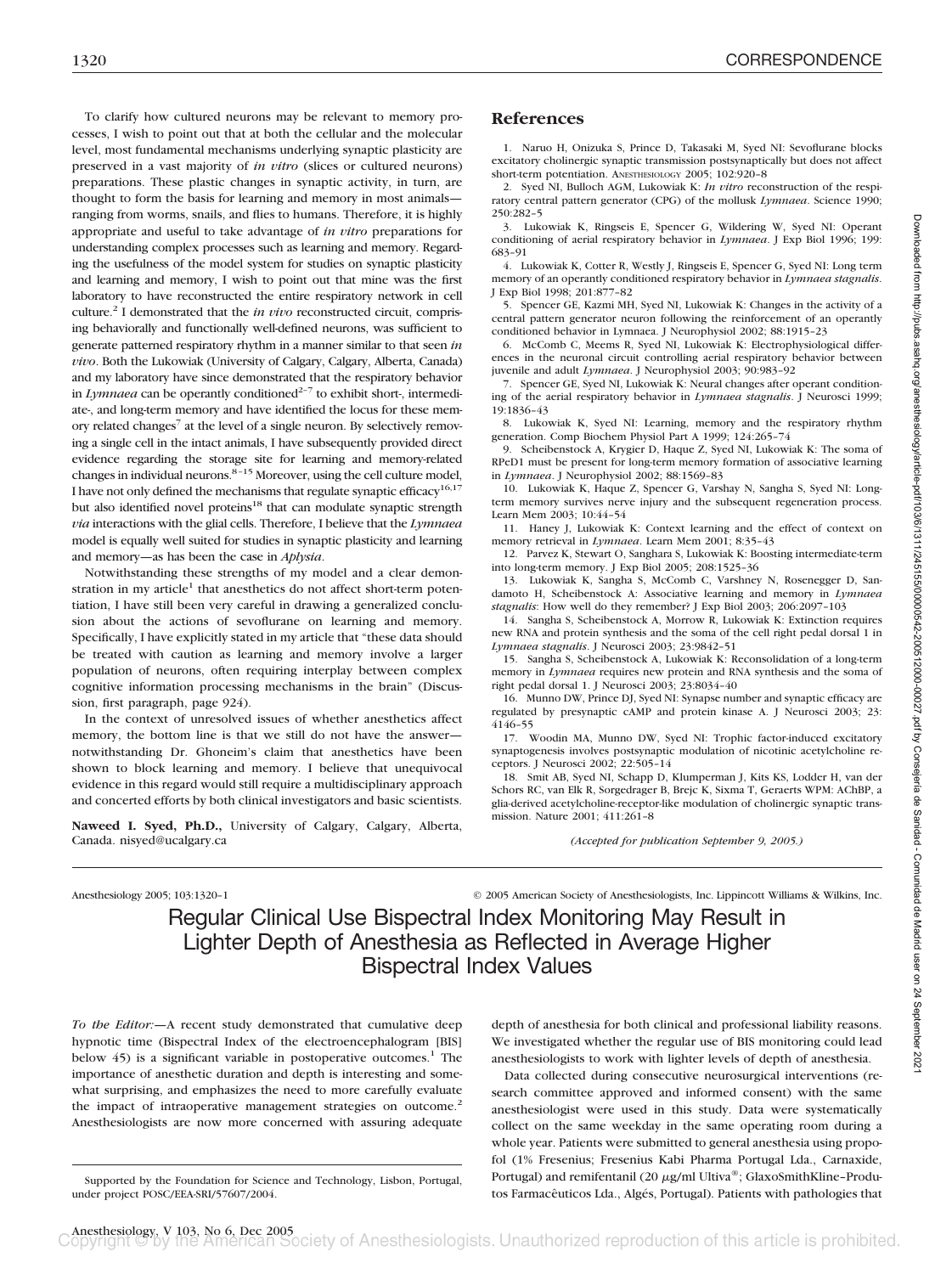To clarify how cultured neurons may be relevant to memory processes, I wish to point out that at both the cellular and the molecular level, most fundamental mechanisms underlying synaptic plasticity are preserved in a vast majority of *in vitro* (slices or cultured neurons) preparations. These plastic changes in synaptic activity, in turn, are thought to form the basis for learning and memory in most animals—ranging from worms, snails, and flies to humans. Therefore, it is highly appropriate and useful to take advantage of *in vitro* preparations for understanding complex processes such as learning and memory. Regarding the usefulness of the model system for studies on synaptic plasticity and learning and memory, I wish to point out that mine was the first laboratory to have reconstructed the entire respiratory network in cell culture.[2] I demonstrated that the *in vivo* reconstructed circuit, comprising behaviorally and functionally well-defined neurons, was sufficient to generate patterned respiratory rhythm in a manner similar to that seen *in vivo*. Both the Lukowiak (University of Calgary, Calgary, Alberta, Canada) and my laboratory have since demonstrated that the respiratory behavior in *Lymnaea* can be operantly conditioned[2–7] to exhibit short-, intermediate-, and long-term memory and have identified the locus for these memory related changes[7] at the level of a single neuron. By selectively removing a single cell in the intact animals, I have subsequently provided direct evidence regarding the storage site for learning and memory-related changes in individual neurons.[8–15] Moreover, using the cell culture model, I have not only defined the mechanisms that regulate synaptic efficacy[16,17] but also identified novel proteins[18] that can modulate synaptic strength *via* interactions with the glial cells. Therefore, I believe that the *Lymnaea* model is equally well suited for studies in synaptic plasticity and learning and memory—as has been the case in *Aplysia*.

Notwithstanding these strengths of my model and a clear demonstration in my article[1] that anesthetics do not affect short-term potentiation, I have still been very careful in drawing a generalized conclusion about the actions of sevoflurane on learning and memory. Specifically, I have explicitly stated in my article that "these data should be treated with caution as learning and memory involve a larger population of neurons, often requiring interplay between complex cognitive information processing mechanisms in the brain" (Discussion, first paragraph, page 924).

In the context of unresolved issues of whether anesthetics affect memory, the bottom line is that we still do not have the answer—notwithstanding Dr. Ghoneim's claim that anesthetics have been shown to block learning and memory. I believe that unequivocal evidence in this regard would still require a multidisciplinary approach and concerted efforts by both clinical investigators and basic scientists.

**Naweed I. Syed, Ph.D.,** University of Calgary, Calgary, Alberta, Canada. nisyed@ucalgary.ca

## References

1. Naruo H, Onizuka S, Prince D, Takasaki M, Syed NI: Sevoflurane blocks excitatory cholinergic synaptic transmission postsynaptically but does not affect short-term potentiation. ANESTHESIOLOGY 2005; 102:920–8
2. Syed NI, Bulloch AGM, Lukowiak K: *In vitro* reconstruction of the respiratory central pattern generator (CPG) of the mollusk *Lymnaea*. Science 1990; 250:282–5
3. Lukowiak K, Ringseis E, Spencer G, Wildering W, Syed NI: Operant conditioning of aerial respiratory behavior in *Lymnaea*. J Exp Biol 1996; 199: 683–91
4. Lukowiak K, Cotter R, Westly J, Ringseis E, Spencer G, Syed NI: Long term memory of an operantly conditioned respiratory behavior in *Lymnaea stagnalis*. J Exp Biol 1998; 201:877–82
5. Spencer GE, Kazmi MH, Syed NI, Lukowiak K: Changes in the activity of a central pattern generator neuron following the reinforcement of an operantly conditioned behavior in Lymnaea. J Neurophysiol 2002; 88:1915–23
6. McComb C, Meems R, Syed NI, Lukowiak K: Electrophysiological differences in the neuronal circuit controlling aerial respiratory behavior between juvenile and adult *Lymnaea*. J Neurophysiol 2003; 90:983–92
7. Spencer GE, Syed NI, Lukowiak K: Neural changes after operant conditioning of the aerial respiratory behavior in *Lymnaea stagnalis*. J Neurosci 1999; 19:1836–43
8. Lukowiak K, Syed NI: Learning, memory and the respiratory rhythm generation. Comp Biochem Physiol Part A 1999; 124:265–74
9. Scheibenstock A, Krygier D, Haque Z, Syed NI, Lukowiak K: The soma of RPeD1 must be present for long-term memory formation of associative learning in *Lymnaea*. J Neurophysiol 2002; 88:1569–83
10. Lukowiak K, Haque Z, Spencer G, Varshay N, Sangha S, Syed NI: Long-term memory survives nerve injury and the subsequent regeneration process. Learn Mem 2003; 10:44–54
11. Haney J, Lukowiak K: Context learning and the effect of context on memory retrieval in *Lymnaea*. Learn Mem 2001; 8:35–43
12. Parvez K, Stewart O, Sangha S, Lukowiak K: Boosting intermediate-term into long-term memory. J Exp Biol 2005; 208:1525–36
13. Lukowiak K, Sangha S, McComb C, Varshney N, Rosenegger D, Sandamoto H, Scheibenstock A: Associative learning and memory in *Lymnaea stagnalis*: How well do they remember? J Exp Biol 2003; 206:2097–103
14. Sangha S, Scheibenstock A, Morrow R, Lukowiak K: Extinction requires new RNA and protein synthesis and the soma of the cell right pedal dorsal 1 in *Lymnaea stagnalis*. J Neurosci 2003; 23:9842–51
15. Sangha S, Scheibenstock A, Lukowiak K: Reconsolidation of a long-term memory in *Lymnaea* requires new protein and RNA synthesis and the soma of right pedal dorsal 1. J Neurosci 2003; 23:8034–40
16. Munno DW, Prince DJ, Syed NI: Synapse number and synaptic efficacy are regulated by presynaptic cAMP and protein kinase A. J Neurosci 2003; 23: 4146–55
17. Woodin MA, Munno DW, Syed NI: Trophic factor-induced excitatory synaptogenesis involves postsynaptic modulation of nicotinic acetylcholine receptors. J Neurosci 2002; 22:505–14
18. Smit AB, Syed NI, Schapp D, Klumperman J, Kits KS, Lodder H, van der Schors RC, van Elk R, Sorgedrager B, Brejc K, Sixma T, Geraerts WPM: AChBP, a glia-derived acetylcholine-receptor-like modulation of cholinergic synaptic transmission. Nature 2001; 411:261–8

*(Accepted for publication September 9, 2005.)*

Anesthesiology 2005; 103:1320–1 © 2005 American Society of Anesthesiologists, Inc. Lippincott Williams & Wilkins, Inc.

# Regular Clinical Use Bispectral Index Monitoring May Result in Lighter Depth of Anesthesia as Reflected in Average Higher Bispectral Index Values

*To the Editor:*—A recent study demonstrated that cumulative deep hypnotic time (Bispectral Index of the electroencephalogram [BIS] below 45) is a significant variable in postoperative outcomes.[1] The importance of anesthetic duration and depth is interesting and somewhat surprising, and emphasizes the need to more carefully evaluate the impact of intraoperative management strategies on outcome.[2] Anesthesiologists are now more concerned with assuring adequate depth of anesthesia for both clinical and professional liability reasons. We investigated whether the regular use of BIS monitoring could lead anesthesiologists to work with lighter levels of depth of anesthesia.

Data collected during consecutive neurosurgical interventions (research committee approved and informed consent) with the same anesthesiologist were used in this study. Data were systematically collect on the same weekday in the same operating room during a whole year. Patients were submitted to general anesthesia using propofol (1% Fresenius; Fresenius Kabi Pharma Portugal Lda., Carnaxide, Portugal) and remifentanil (20 μg/ml Ultiva®; GlaxoSmithKline–Produtos Farmacêuticos Lda., Algés, Portugal). Patients with pathologies that

Supported by the Foundation for Science and Technology, Lisbon, Portugal, under project POSC/EEA-SRI/57607/2004.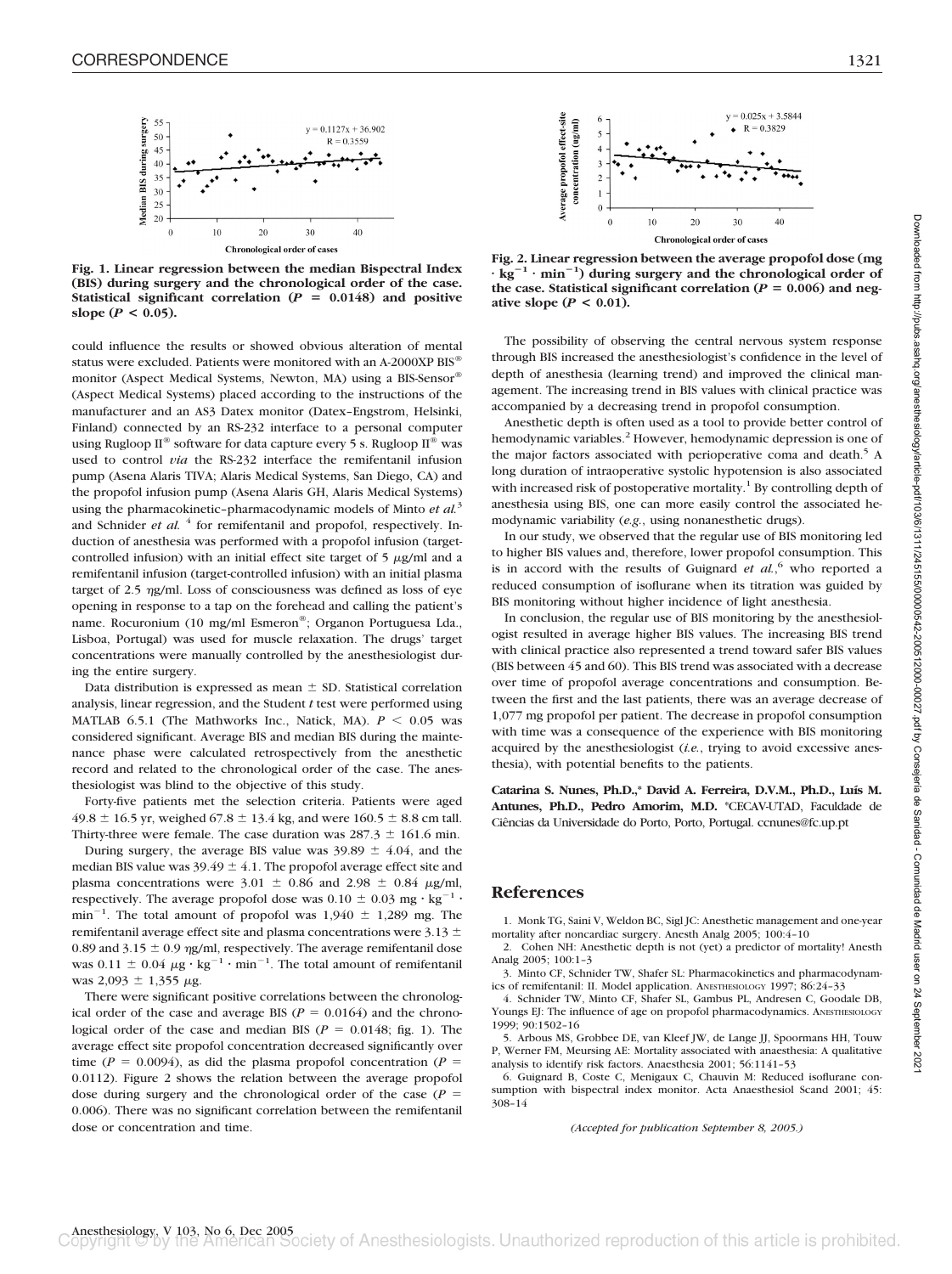y = 0.1127x + 36.902

R = 0.3559

Median BIS during surgery

55 50 45 40 35 30 25 20

0 10 20 30 40

Chronological order of cases

**Fig. 1. Linear regression between the median Bispectral Index (BIS) during surgery and the chronological order of the case. Statistical significant correlation ($P$ = 0.0148) and positive slope ($P$ < 0.05).**

y = 0.025x + 3.5844

R = 0.3829

Average propofol effect-site concentration (ug/ml)

6 5 4 3 2 1 0

0 10 20 30 40

Chronological order of cases

**Fig. 2. Linear regression between the average propofol dose (mg · kg⁻¹ · min⁻¹) during surgery and the chronological order of the case. Statistical significant correlation ($P$ = 0.006) and negative slope ($P$ < 0.01).**

could influence the results or showed obvious alteration of mental status were excluded. Patients were monitored with an A-2000XP BIS® monitor (Aspect Medical Systems, Newton, MA) using a BIS-Sensor® (Aspect Medical Systems) placed according to the instructions of the manufacturer and an AS3 Datex monitor (Datex–Engstrom, Helsinki, Finland) connected by an RS-232 interface to a personal computer using Rugloop II® software for data capture every 5 s. Rugloop II® was used to control *via* the RS-232 interface the remifentanil infusion pump (Asena Alaris TIVA; Alaris Medical Systems, San Diego, CA) and the propofol infusion pump (Asena Alaris GH, Alaris Medical Systems) using the pharmacokinetic–pharmacodynamic models of Minto *et al.*[3] and Schnider *et al.* [4] for remifentanil and propofol, respectively. Induction of anesthesia was performed with a propofol infusion (target-controlled infusion) with an initial effect site target of 5 $\mu$g/ml and a remifentanil infusion (target-controlled infusion) with an initial plasma target of 2.5 $\eta$g/ml. Loss of consciousness was defined as loss of eye opening in response to a tap on the forehead and calling the patient's name. Rocuronium (10 mg/ml Esmeron®; Organon Portuguesa Lda., Lisboa, Portugal) was used for muscle relaxation. The drugs' target concentrations were manually controlled by the anesthesiologist during the entire surgery.

Data distribution is expressed as mean ± SD. Statistical correlation analysis, linear regression, and the Student *t* test were performed using MATLAB 6.5.1 (The Mathworks Inc., Natick, MA). $P < 0.05$ was considered significant. Average BIS and median BIS during the maintenance phase were calculated retrospectively from the anesthetic record and related to the chronological order of the case. The anesthesiologist was blind to the objective of this study.

Forty-five patients met the selection criteria. Patients were aged 49.8 ± 16.5 yr, weighed 67.8 ± 13.4 kg, and were 160.5 ± 8.8 cm tall. Thirty-three were female. The case duration was 287.3 ± 161.6 min.

During surgery, the average BIS value was 39.89 ± 4.04, and the median BIS value was 39.49 ± 4.1. The propofol average effect site and plasma concentrations were 3.01 ± 0.86 and 2.98 ± 0.84 $\mu$g/ml, respectively. The average propofol dose was 0.10 ± 0.03 mg · kg⁻¹ · min⁻¹. The total amount of propofol was 1,940 ± 1,289 mg. The remifentanil average effect site and plasma concentrations were 3.13 ± 0.89 and 3.15 ± 0.9 $\eta$g/ml, respectively. The average remifentanil dose was 0.11 ± 0.04 $\mu$g · kg⁻¹ · min⁻¹. The total amount of remifentanil was 2,093 ± 1,355 $\mu$g.

There were significant positive correlations between the chronological order of the case and average BIS ($P$ = 0.0164) and the chronological order of the case and median BIS ($P$ = 0.0148; fig. 1). The average effect site propofol concentration decreased significantly over time ($P$ = 0.0094), as did the plasma propofol concentration ($P$ = 0.0112). Figure 2 shows the relation between the average propofol dose during surgery and the chronological order of the case ($P$ = 0.006). There was no significant correlation between the remifentanil dose or concentration and time.

The possibility of observing the central nervous system response through BIS increased the anesthesiologist's confidence in the level of depth of anesthesia (learning trend) and improved the clinical management. The increasing trend in BIS values with clinical practice was accompanied by a decreasing trend in propofol consumption.

Anesthetic depth is often used as a tool to provide better control of hemodynamic variables.[2] However, hemodynamic depression is one of the major factors associated with perioperative coma and death.[5] A long duration of intraoperative systolic hypotension is also associated with increased risk of postoperative mortality.[1] By controlling depth of anesthesia using BIS, one can more easily control the associated hemodynamic variability (*e.g.*, using nonanesthetic drugs).

In our study, we observed that the regular use of BIS monitoring led to higher BIS values and, therefore, lower propofol consumption. This is in accord with the results of Guignard *et al.*,[6] who reported a reduced consumption of isoflurane when its titration was guided by BIS monitoring without higher incidence of light anesthesia.

In conclusion, the regular use of BIS monitoring by the anesthesiologist resulted in average higher BIS values. The increasing BIS trend with clinical practice also represented a trend toward safer BIS values (BIS between 45 and 60). This BIS trend was associated with a decrease over time of propofol average concentrations and consumption. Between the first and the last patients, there was an average decrease of 1,077 mg propofol per patient. The decrease in propofol consumption with time was a consequence of the experience with BIS monitoring acquired by the anesthesiologist (*i.e.*, trying to avoid excessive anesthesia), with potential benefits to the patients.

**Catarina S. Nunes, Ph.D.,* David A. Ferreira, D.V.M., Ph.D., Luís M. Antunes, Ph.D., Pedro Amorim, M.D.** *CECAV-UTAD, Faculdade de Ciências da Universidade do Porto, Porto, Portugal. ccnunes@fc.up.pt

## References

1. Monk TG, Saini V, Weldon BC, Sigl JC: Anesthetic management and one-year mortality after noncardiac surgery. Anesth Analg 2005; 100:4–10
2. Cohen NH: Anesthetic depth is not (yet) a predictor of mortality! Anesth Analg 2005; 100:1–3
3. Minto CF, Schnider TW, Shafer SL: Pharmacokinetics and pharmacodynamics of remifentanil: II. Model application. ANESTHESIOLOGY 1997; 86:24–33
4. Schnider TW, Minto CF, Shafer SL, Gambus PL, Andresen C, Goodale DB, Youngs EJ: The influence of age on propofol pharmacodynamics. ANESTHESIOLOGY 1999; 90:1502–16
5. Arbous MS, Grobbee DE, van Kleef JW, de Lange JJ, Spoormans HH, Touw P, Werner FM, Meursing AE: Mortality associated with anaesthesia: A qualitative analysis to identify risk factors. Anaesthesia 2001; 56:1141–53
6. Guignard B, Coste C, Menigaux C, Chauvin M: Reduced isoflurane consumption with bispectral index monitor. Acta Anaesthesiol Scand 2001; 45: 308–14

*(Accepted for publication September 8, 2005.)*